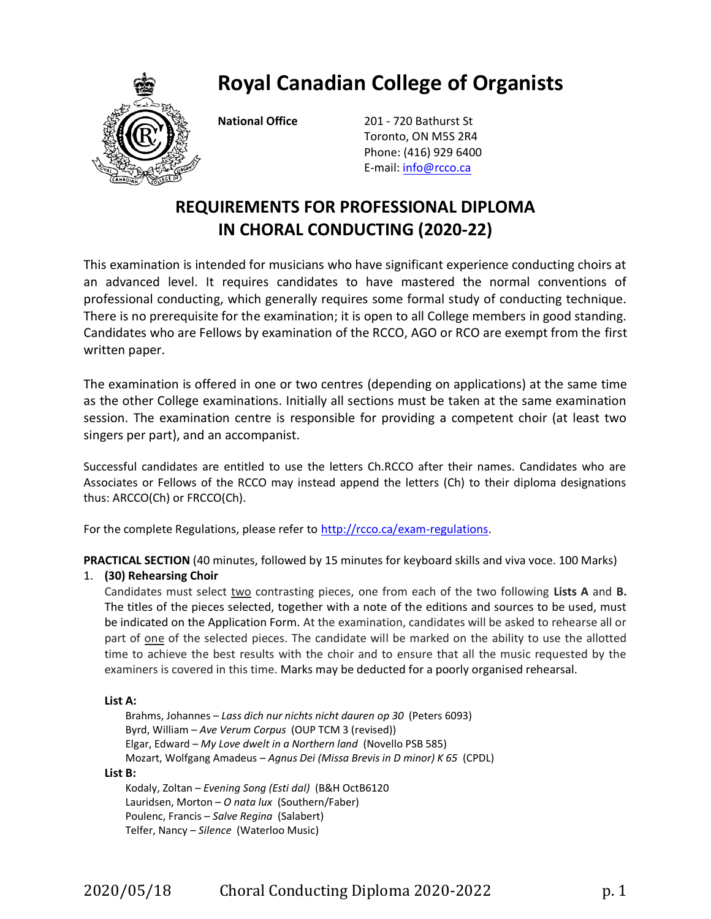# Royal Canadian College of Organists

**National Office**

201 - 720 Bathurst St
Toronto, ON M5S 2R4
Phone: (416) 929 6400
E-mail: info@rcco.ca

## REQUIREMENTS FOR PROFESSIONAL DIPLOMA IN CHORAL CONDUCTING (2020-22)

This examination is intended for musicians who have significant experience conducting choirs at an advanced level. It requires candidates to have mastered the normal conventions of professional conducting, which generally requires some formal study of conducting technique. There is no prerequisite for the examination; it is open to all College members in good standing. Candidates who are Fellows by examination of the RCCO, AGO or RCO are exempt from the first written paper.

The examination is offered in one or two centres (depending on applications) at the same time as the other College examinations. Initially all sections must be taken at the same examination session. The examination centre is responsible for providing a competent choir (at least two singers per part), and an accompanist.

Successful candidates are entitled to use the letters Ch.RCCO after their names. Candidates who are Associates or Fellows of the RCCO may instead append the letters (Ch) to their diploma designations thus: ARCCO(Ch) or FRCCO(Ch).

For the complete Regulations, please refer to http://rcco.ca/exam-regulations.

**PRACTICAL SECTION** (40 minutes, followed by 15 minutes for keyboard skills and viva voce. 100 Marks)

1. **(30) Rehearsing Choir**

   Candidates must select two contrasting pieces, one from each of the two following **Lists A** and **B.** The titles of the pieces selected, together with a note of the editions and sources to be used, must be indicated on the Application Form. At the examination, candidates will be asked to rehearse all or part of one of the selected pieces. The candidate will be marked on the ability to use the allotted time to achieve the best results with the choir and to ensure that all the music requested by the examiners is covered in this time. Marks may be deducted for a poorly organised rehearsal.

   **List A:**

   Brahms, Johannes – *Lass dich nur nichts nicht dauren op 30* (Peters 6093)
   Byrd, William – *Ave Verum Corpus* (OUP TCM 3 (revised))
   Elgar, Edward – *My Love dwelt in a Northern land* (Novello PSB 585)
   Mozart, Wolfgang Amadeus – *Agnus Dei (Missa Brevis in D minor) K 65* (CPDL)

   **List B:**

   Kodaly, Zoltan – *Evening Song (Esti dal)* (B&H OctB6120
   Lauridsen, Morton – *O nata lux* (Southern/Faber)
   Poulenc, Francis – *Salve Regina* (Salabert)
   Telfer, Nancy – *Silence* (Waterloo Music)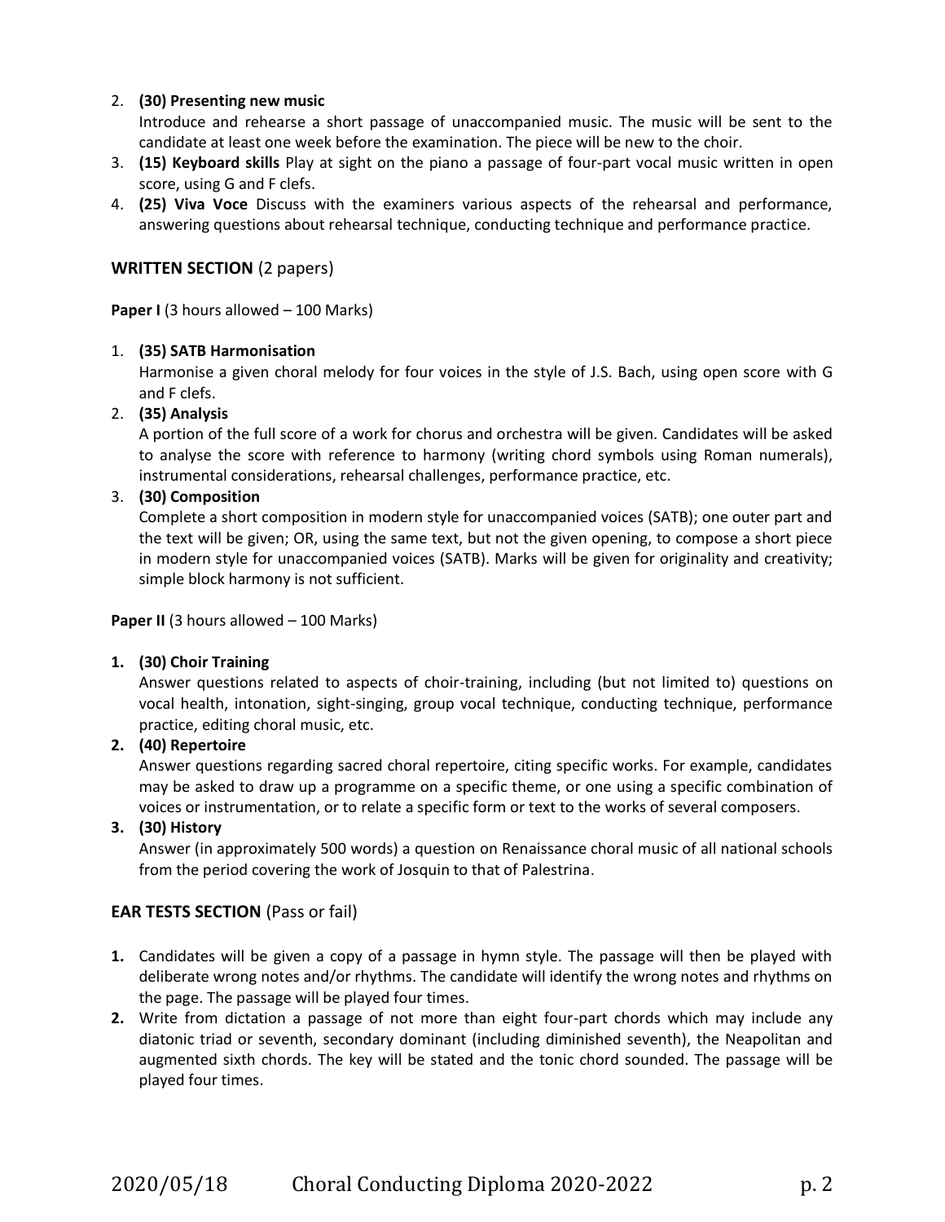2. **(30) Presenting new music**
   Introduce and rehearse a short passage of unaccompanied music. The music will be sent to the candidate at least one week before the examination. The piece will be new to the choir.
3. **(15) Keyboard skills** Play at sight on the piano a passage of four-part vocal music written in open score, using G and F clefs.
4. **(25) Viva Voce** Discuss with the examiners various aspects of the rehearsal and performance, answering questions about rehearsal technique, conducting technique and performance practice.

## WRITTEN SECTION (2 papers)

**Paper I** (3 hours allowed – 100 Marks)

1. **(35) SATB Harmonisation**
   Harmonise a given choral melody for four voices in the style of J.S. Bach, using open score with G and F clefs.
2. **(35) Analysis**
   A portion of the full score of a work for chorus and orchestra will be given. Candidates will be asked to analyse the score with reference to harmony (writing chord symbols using Roman numerals), instrumental considerations, rehearsal challenges, performance practice, etc.
3. **(30) Composition**
   Complete a short composition in modern style for unaccompanied voices (SATB); one outer part and the text will be given; OR, using the same text, but not the given opening, to compose a short piece in modern style for unaccompanied voices (SATB). Marks will be given for originality and creativity; simple block harmony is not sufficient.

**Paper II** (3 hours allowed – 100 Marks)

1. **(30) Choir Training**
   Answer questions related to aspects of choir-training, including (but not limited to) questions on vocal health, intonation, sight-singing, group vocal technique, conducting technique, performance practice, editing choral music, etc.
2. **(40) Repertoire**
   Answer questions regarding sacred choral repertoire, citing specific works. For example, candidates may be asked to draw up a programme on a specific theme, or one using a specific combination of voices or instrumentation, or to relate a specific form or text to the works of several composers.
3. **(30) History**
   Answer (in approximately 500 words) a question on Renaissance choral music of all national schools from the period covering the work of Josquin to that of Palestrina.

## EAR TESTS SECTION (Pass or fail)

1. Candidates will be given a copy of a passage in hymn style. The passage will then be played with deliberate wrong notes and/or rhythms. The candidate will identify the wrong notes and rhythms on the page. The passage will be played four times.
2. Write from dictation a passage of not more than eight four-part chords which may include any diatonic triad or seventh, secondary dominant (including diminished seventh), the Neapolitan and augmented sixth chords. The key will be stated and the tonic chord sounded. The passage will be played four times.